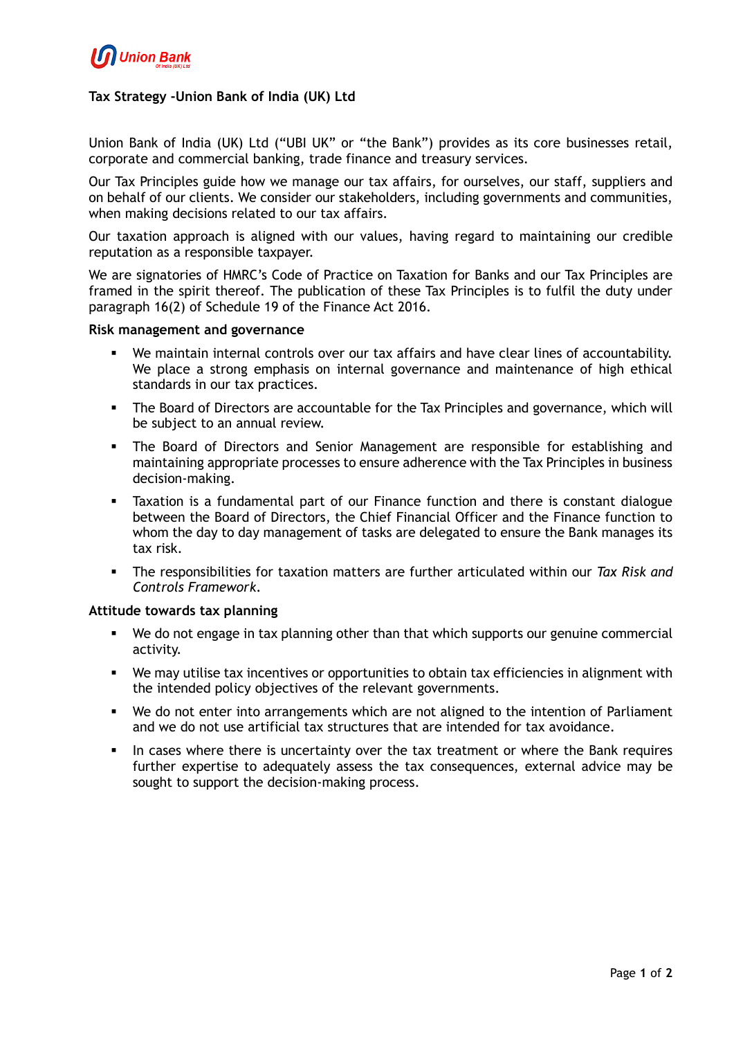# Tax Strategy -Union Bank of India (UK) Ltd

Union Bank of India (UK) Ltd ("UBI UK" or "the Bank") provides as its core businesses retail, corporate and commercial banking, trade finance and treasury services.

Our Tax Principles guide how we manage our tax affairs, for ourselves, our staff, suppliers and on behalf of our clients. We consider our stakeholders, including governments and communities, when making decisions related to our tax affairs.

Our taxation approach is aligned with our values, having regard to maintaining our credible reputation as a responsible taxpayer.

We are signatories of HMRC's Code of Practice on Taxation for Banks and our Tax Principles are framed in the spirit thereof. The publication of these Tax Principles is to fulfil the duty under paragraph 16(2) of Schedule 19 of the Finance Act 2016.

## Risk management and governance

- We maintain internal controls over our tax affairs and have clear lines of accountability. We place a strong emphasis on internal governance and maintenance of high ethical standards in our tax practices.
- The Board of Directors are accountable for the Tax Principles and governance, which will be subject to an annual review.
- The Board of Directors and Senior Management are responsible for establishing and maintaining appropriate processes to ensure adherence with the Tax Principles in business decision-making.
- Taxation is a fundamental part of our Finance function and there is constant dialogue between the Board of Directors, the Chief Financial Officer and the Finance function to whom the day to day management of tasks are delegated to ensure the Bank manages its tax risk.
- The responsibilities for taxation matters are further articulated within our *Tax Risk and Controls Framework*.

## Attitude towards tax planning

- We do not engage in tax planning other than that which supports our genuine commercial activity.
- We may utilise tax incentives or opportunities to obtain tax efficiencies in alignment with the intended policy objectives of the relevant governments.
- We do not enter into arrangements which are not aligned to the intention of Parliament and we do not use artificial tax structures that are intended for tax avoidance.
- In cases where there is uncertainty over the tax treatment or where the Bank requires further expertise to adequately assess the tax consequences, external advice may be sought to support the decision-making process.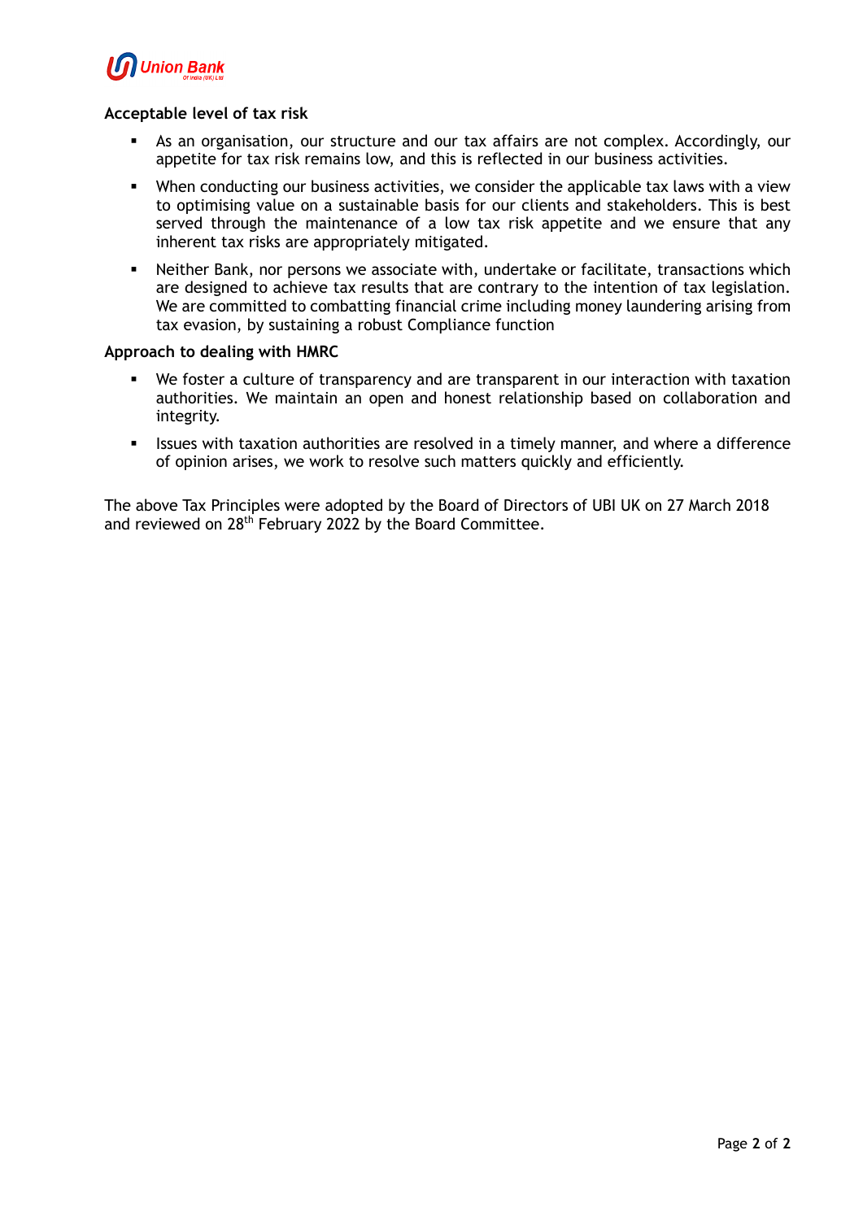**Acceptable level of tax risk**

- As an organisation, our structure and our tax affairs are not complex. Accordingly, our appetite for tax risk remains low, and this is reflected in our business activities.
- When conducting our business activities, we consider the applicable tax laws with a view to optimising value on a sustainable basis for our clients and stakeholders. This is best served through the maintenance of a low tax risk appetite and we ensure that any inherent tax risks are appropriately mitigated.
- Neither Bank, nor persons we associate with, undertake or facilitate, transactions which are designed to achieve tax results that are contrary to the intention of tax legislation. We are committed to combatting financial crime including money laundering arising from tax evasion, by sustaining a robust Compliance function

**Approach to dealing with HMRC**

- We foster a culture of transparency and are transparent in our interaction with taxation authorities. We maintain an open and honest relationship based on collaboration and integrity.
- Issues with taxation authorities are resolved in a timely manner, and where a difference of opinion arises, we work to resolve such matters quickly and efficiently.

The above Tax Principles were adopted by the Board of Directors of UBI UK on 27 March 2018 and reviewed on 28th February 2022 by the Board Committee.